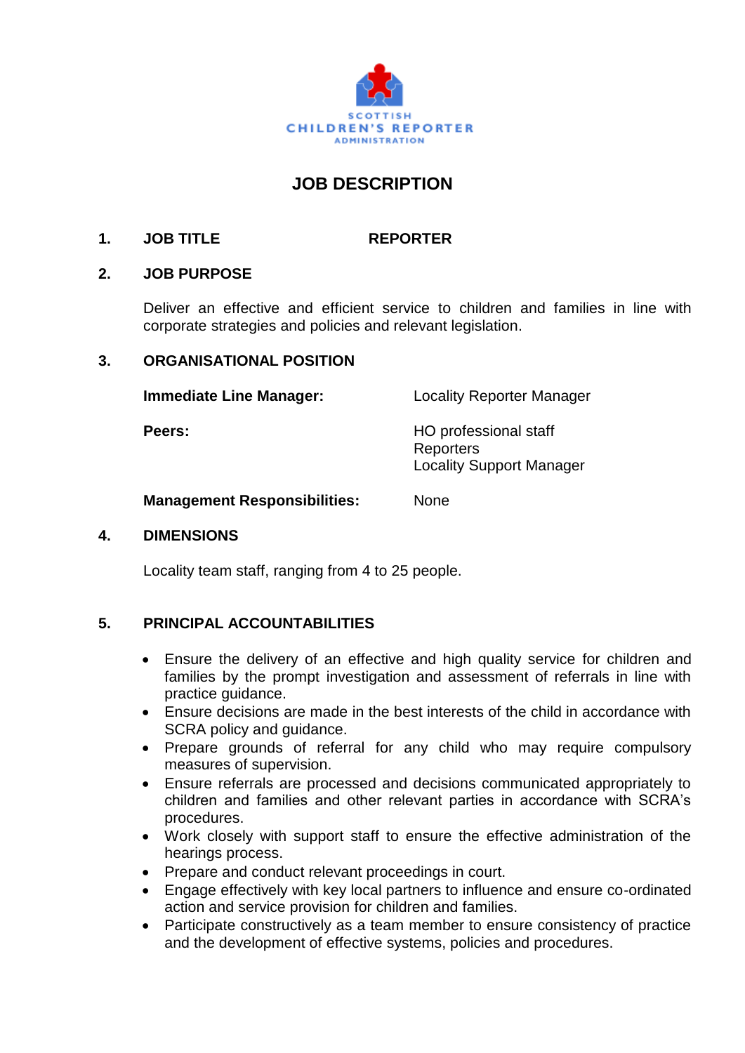SCOTTISH
CHILDREN'S REPORTER
ADMINISTRATION

# JOB DESCRIPTION

## 1. JOB TITLE — REPORTER

## 2. JOB PURPOSE

Deliver an effective and efficient service to children and families in line with corporate strategies and policies and relevant legislation.

## 3. ORGANISATIONAL POSITION

| | |
|---|---|
| **Immediate Line Manager:** | Locality Reporter Manager |
| **Peers:** | HO professional staff<br>Reporters<br>Locality Support Manager |
| **Management Responsibilities:** | None |

## 4. DIMENSIONS

Locality team staff, ranging from 4 to 25 people.

## 5. PRINCIPAL ACCOUNTABILITIES

- Ensure the delivery of an effective and high quality service for children and families by the prompt investigation and assessment of referrals in line with practice guidance.
- Ensure decisions are made in the best interests of the child in accordance with SCRA policy and guidance.
- Prepare grounds of referral for any child who may require compulsory measures of supervision.
- Ensure referrals are processed and decisions communicated appropriately to children and families and other relevant parties in accordance with SCRA's procedures.
- Work closely with support staff to ensure the effective administration of the hearings process.
- Prepare and conduct relevant proceedings in court.
- Engage effectively with key local partners to influence and ensure co-ordinated action and service provision for children and families.
- Participate constructively as a team member to ensure consistency of practice and the development of effective systems, policies and procedures.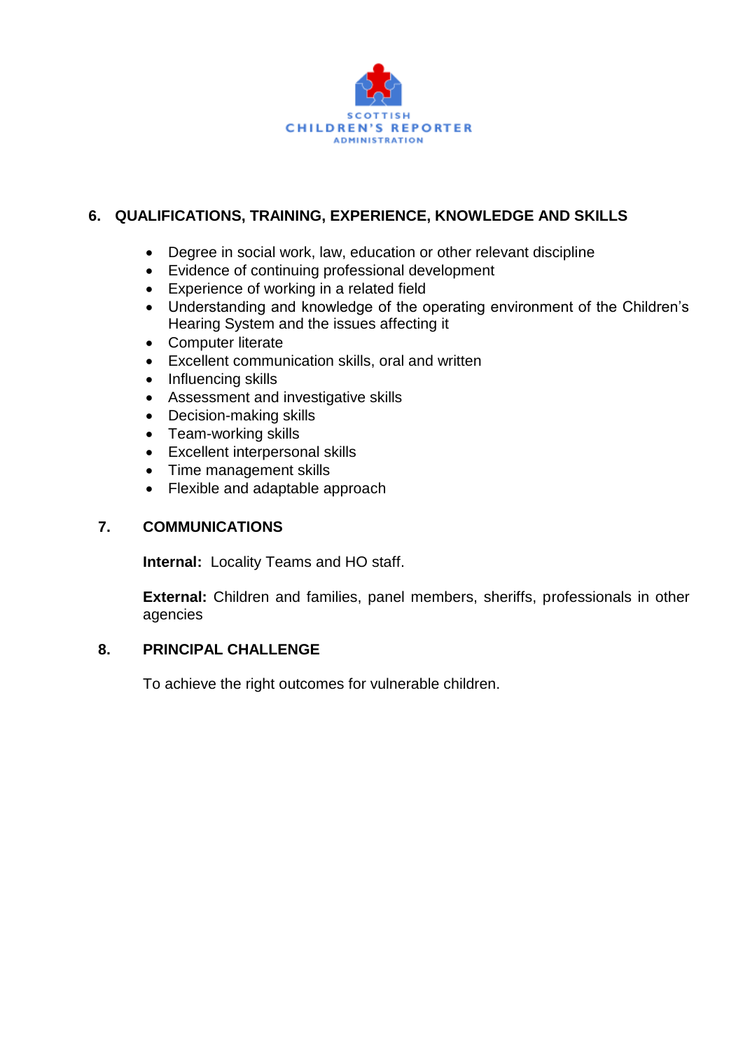## 6. QUALIFICATIONS, TRAINING, EXPERIENCE, KNOWLEDGE AND SKILLS

- Degree in social work, law, education or other relevant discipline
- Evidence of continuing professional development
- Experience of working in a related field
- Understanding and knowledge of the operating environment of the Children's Hearing System and the issues affecting it
- Computer literate
- Excellent communication skills, oral and written
- Influencing skills
- Assessment and investigative skills
- Decision-making skills
- Team-working skills
- Excellent interpersonal skills
- Time management skills
- Flexible and adaptable approach

## 7. COMMUNICATIONS

**Internal:** Locality Teams and HO staff.

**External:** Children and families, panel members, sheriffs, professionals in other agencies

## 8. PRINCIPAL CHALLENGE

To achieve the right outcomes for vulnerable children.